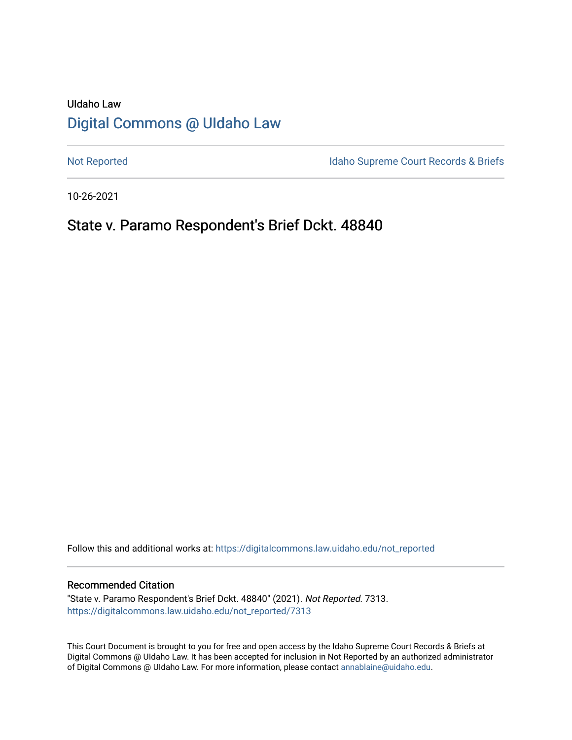UIdaho Law

# Digital Commons @ UIdaho Law

Not Reported

Idaho Supreme Court Records & Briefs

10-26-2021

## State v. Paramo Respondent's Brief Dckt. 48840

Follow this and additional works at: https://digitalcommons.law.uidaho.edu/not_reported

### Recommended Citation

"State v. Paramo Respondent's Brief Dckt. 48840" (2021). *Not Reported*. 7313.
https://digitalcommons.law.uidaho.edu/not_reported/7313

This Court Document is brought to you for free and open access by the Idaho Supreme Court Records & Briefs at Digital Commons @ UIdaho Law. It has been accepted for inclusion in Not Reported by an authorized administrator of Digital Commons @ UIdaho Law. For more information, please contact annablaine@uidaho.edu.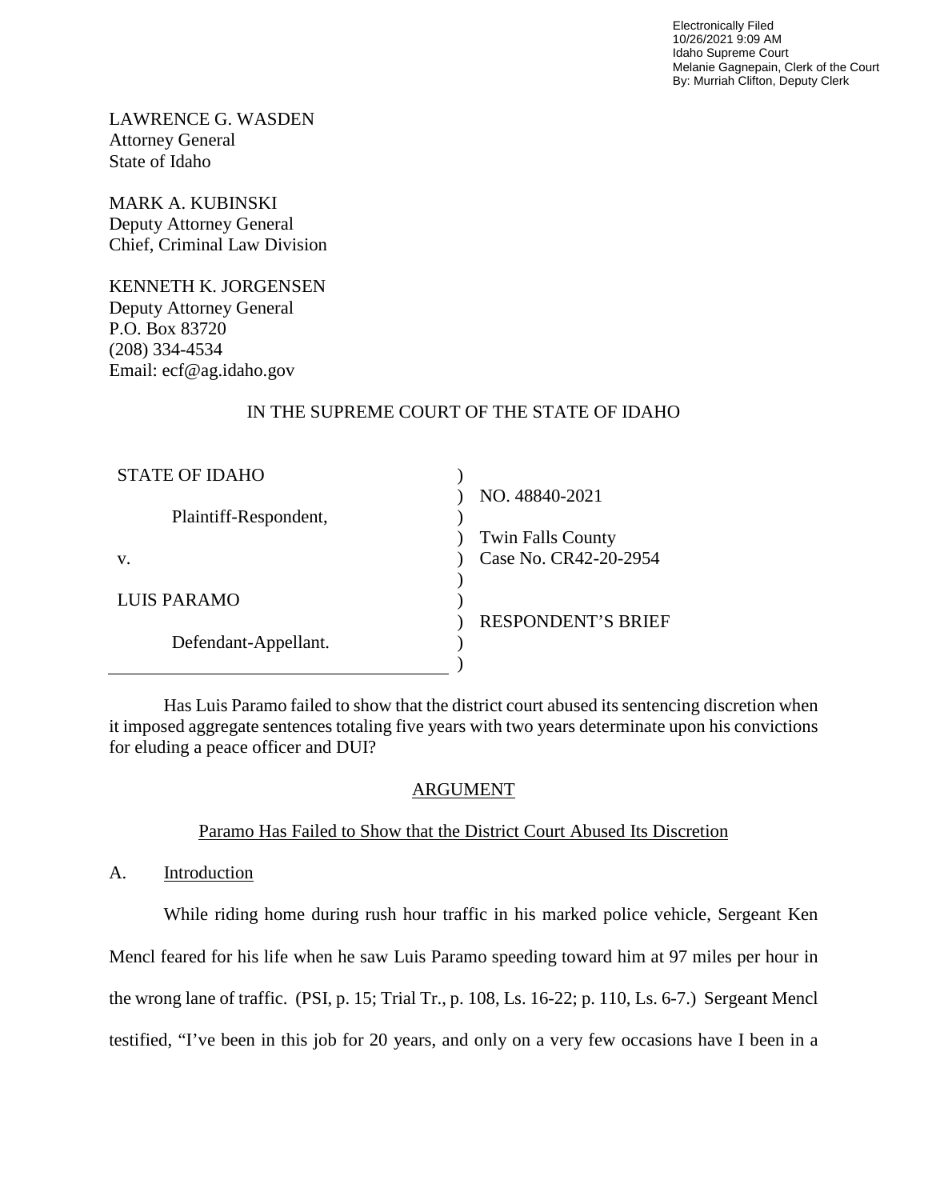Electronically Filed
10/26/2021 9:09 AM
Idaho Supreme Court
Melanie Gagnepain, Clerk of the Court
By: Murriah Clifton, Deputy Clerk

LAWRENCE G. WASDEN
Attorney General
State of Idaho

MARK A. KUBINSKI
Deputy Attorney General
Chief, Criminal Law Division

KENNETH K. JORGENSEN
Deputy Attorney General
P.O. Box 83720
(208) 334-4534
Email: ecf@ag.idaho.gov

IN THE SUPREME COURT OF THE STATE OF IDAHO

| | |
|---|---|
| STATE OF IDAHO<br><br>Plaintiff-Respondent,<br><br>v.<br><br>LUIS PARAMO<br><br>Defendant-Appellant. | NO. 48840-2021<br><br>Twin Falls County<br>Case No. CR42-20-2954<br><br>RESPONDENT'S BRIEF |

Has Luis Paramo failed to show that the district court abused its sentencing discretion when it imposed aggregate sentences totaling five years with two years determinate upon his convictions for eluding a peace officer and DUI?

## ARGUMENT

### Paramo Has Failed to Show that the District Court Abused Its Discretion

A. Introduction

While riding home during rush hour traffic in his marked police vehicle, Sergeant Ken Mencl feared for his life when he saw Luis Paramo speeding toward him at 97 miles per hour in the wrong lane of traffic. (PSI, p. 15; Trial Tr., p. 108, Ls. 16-22; p. 110, Ls. 6-7.) Sergeant Mencl testified, "I've been in this job for 20 years, and only on a very few occasions have I been in a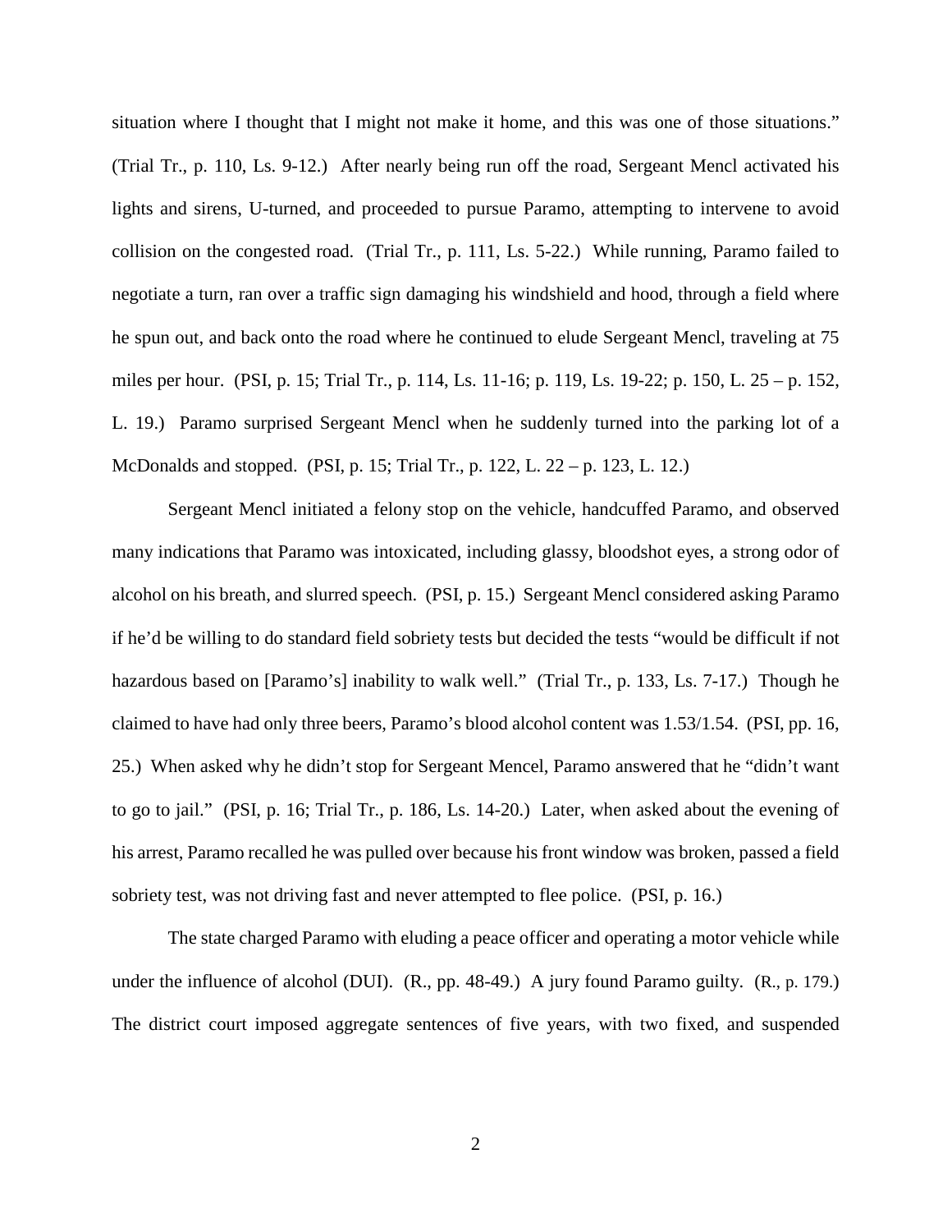situation where I thought that I might not make it home, and this was one of those situations." (Trial Tr., p. 110, Ls. 9-12.) After nearly being run off the road, Sergeant Mencl activated his lights and sirens, U-turned, and proceeded to pursue Paramo, attempting to intervene to avoid collision on the congested road. (Trial Tr., p. 111, Ls. 5-22.) While running, Paramo failed to negotiate a turn, ran over a traffic sign damaging his windshield and hood, through a field where he spun out, and back onto the road where he continued to elude Sergeant Mencl, traveling at 75 miles per hour. (PSI, p. 15; Trial Tr., p. 114, Ls. 11-16; p. 119, Ls. 19-22; p. 150, L. 25 – p. 152, L. 19.) Paramo surprised Sergeant Mencl when he suddenly turned into the parking lot of a McDonalds and stopped. (PSI, p. 15; Trial Tr., p. 122, L. 22 – p. 123, L. 12.)

Sergeant Mencl initiated a felony stop on the vehicle, handcuffed Paramo, and observed many indications that Paramo was intoxicated, including glassy, bloodshot eyes, a strong odor of alcohol on his breath, and slurred speech. (PSI, p. 15.) Sergeant Mencl considered asking Paramo if he'd be willing to do standard field sobriety tests but decided the tests "would be difficult if not hazardous based on [Paramo's] inability to walk well." (Trial Tr., p. 133, Ls. 7-17.) Though he claimed to have had only three beers, Paramo's blood alcohol content was 1.53/1.54. (PSI, pp. 16, 25.) When asked why he didn't stop for Sergeant Mencel, Paramo answered that he "didn't want to go to jail." (PSI, p. 16; Trial Tr., p. 186, Ls. 14-20.) Later, when asked about the evening of his arrest, Paramo recalled he was pulled over because his front window was broken, passed a field sobriety test, was not driving fast and never attempted to flee police. (PSI, p. 16.)

The state charged Paramo with eluding a peace officer and operating a motor vehicle while under the influence of alcohol (DUI). (R., pp. 48-49.) A jury found Paramo guilty. (R., p. 179.) The district court imposed aggregate sentences of five years, with two fixed, and suspended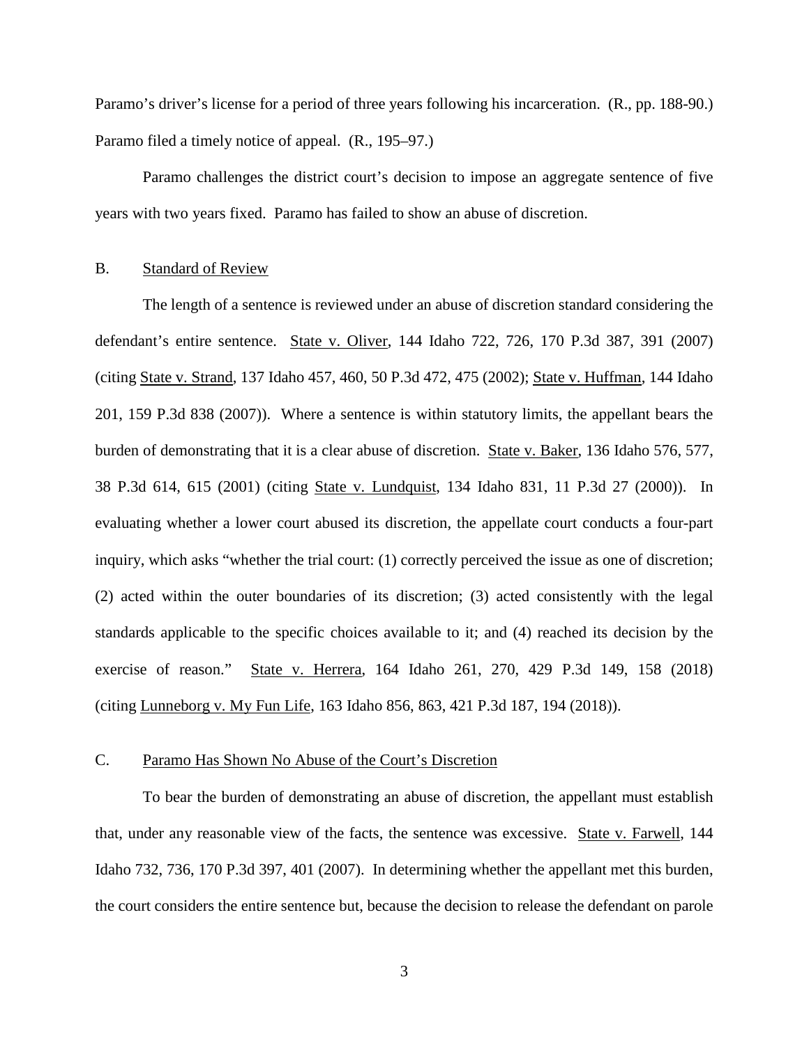Paramo's driver's license for a period of three years following his incarceration. (R., pp. 188-90.) Paramo filed a timely notice of appeal. (R., 195–97.)

Paramo challenges the district court's decision to impose an aggregate sentence of five years with two years fixed. Paramo has failed to show an abuse of discretion.

B. Standard of Review

The length of a sentence is reviewed under an abuse of discretion standard considering the defendant's entire sentence. State v. Oliver, 144 Idaho 722, 726, 170 P.3d 387, 391 (2007) (citing State v. Strand, 137 Idaho 457, 460, 50 P.3d 472, 475 (2002); State v. Huffman, 144 Idaho 201, 159 P.3d 838 (2007)). Where a sentence is within statutory limits, the appellant bears the burden of demonstrating that it is a clear abuse of discretion. State v. Baker, 136 Idaho 576, 577, 38 P.3d 614, 615 (2001) (citing State v. Lundquist, 134 Idaho 831, 11 P.3d 27 (2000)). In evaluating whether a lower court abused its discretion, the appellate court conducts a four-part inquiry, which asks "whether the trial court: (1) correctly perceived the issue as one of discretion; (2) acted within the outer boundaries of its discretion; (3) acted consistently with the legal standards applicable to the specific choices available to it; and (4) reached its decision by the exercise of reason." State v. Herrera, 164 Idaho 261, 270, 429 P.3d 149, 158 (2018) (citing Lunneborg v. My Fun Life, 163 Idaho 856, 863, 421 P.3d 187, 194 (2018)).

C. Paramo Has Shown No Abuse of the Court's Discretion

To bear the burden of demonstrating an abuse of discretion, the appellant must establish that, under any reasonable view of the facts, the sentence was excessive. State v. Farwell, 144 Idaho 732, 736, 170 P.3d 397, 401 (2007). In determining whether the appellant met this burden, the court considers the entire sentence but, because the decision to release the defendant on parole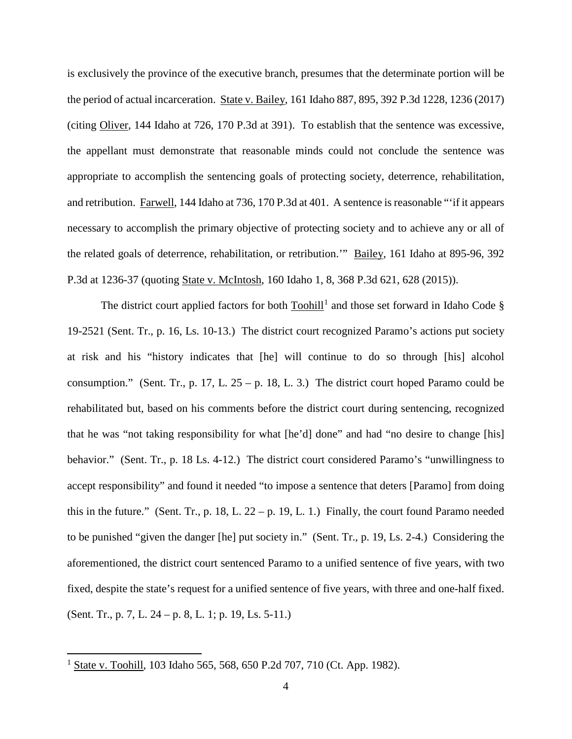is exclusively the province of the executive branch, presumes that the determinate portion will be the period of actual incarceration. State v. Bailey, 161 Idaho 887, 895, 392 P.3d 1228, 1236 (2017) (citing Oliver, 144 Idaho at 726, 170 P.3d at 391). To establish that the sentence was excessive, the appellant must demonstrate that reasonable minds could not conclude the sentence was appropriate to accomplish the sentencing goals of protecting society, deterrence, rehabilitation, and retribution. Farwell, 144 Idaho at 736, 170 P.3d at 401. A sentence is reasonable "'if it appears necessary to accomplish the primary objective of protecting society and to achieve any or all of the related goals of deterrence, rehabilitation, or retribution.'" Bailey, 161 Idaho at 895-96, 392 P.3d at 1236-37 (quoting State v. McIntosh, 160 Idaho 1, 8, 368 P.3d 621, 628 (2015)).

The district court applied factors for both Toohill[1] and those set forward in Idaho Code § 19-2521 (Sent. Tr., p. 16, Ls. 10-13.) The district court recognized Paramo's actions put society at risk and his "history indicates that [he] will continue to do so through [his] alcohol consumption." (Sent. Tr., p. 17, L. 25 – p. 18, L. 3.) The district court hoped Paramo could be rehabilitated but, based on his comments before the district court during sentencing, recognized that he was "not taking responsibility for what [he'd] done" and had "no desire to change [his] behavior." (Sent. Tr., p. 18 Ls. 4-12.) The district court considered Paramo's "unwillingness to accept responsibility" and found it needed "to impose a sentence that deters [Paramo] from doing this in the future." (Sent. Tr., p. 18, L. 22 – p. 19, L. 1.) Finally, the court found Paramo needed to be punished "given the danger [he] put society in." (Sent. Tr., p. 19, Ls. 2-4.) Considering the aforementioned, the district court sentenced Paramo to a unified sentence of five years, with two fixed, despite the state's request for a unified sentence of five years, with three and one-half fixed. (Sent. Tr., p. 7, L. 24 – p. 8, L. 1; p. 19, Ls. 5-11.)

---

[1] State v. Toohill, 103 Idaho 565, 568, 650 P.2d 707, 710 (Ct. App. 1982).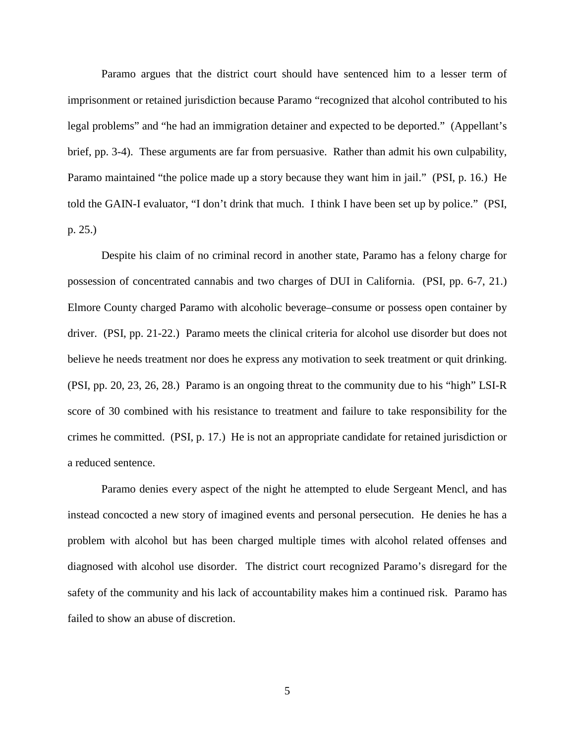Paramo argues that the district court should have sentenced him to a lesser term of imprisonment or retained jurisdiction because Paramo "recognized that alcohol contributed to his legal problems" and "he had an immigration detainer and expected to be deported." (Appellant's brief, pp. 3-4). These arguments are far from persuasive. Rather than admit his own culpability, Paramo maintained "the police made up a story because they want him in jail." (PSI, p. 16.) He told the GAIN-I evaluator, "I don't drink that much. I think I have been set up by police." (PSI, p. 25.)

Despite his claim of no criminal record in another state, Paramo has a felony charge for possession of concentrated cannabis and two charges of DUI in California. (PSI, pp. 6-7, 21.) Elmore County charged Paramo with alcoholic beverage–consume or possess open container by driver. (PSI, pp. 21-22.) Paramo meets the clinical criteria for alcohol use disorder but does not believe he needs treatment nor does he express any motivation to seek treatment or quit drinking. (PSI, pp. 20, 23, 26, 28.) Paramo is an ongoing threat to the community due to his "high" LSI-R score of 30 combined with his resistance to treatment and failure to take responsibility for the crimes he committed. (PSI, p. 17.) He is not an appropriate candidate for retained jurisdiction or a reduced sentence.

Paramo denies every aspect of the night he attempted to elude Sergeant Mencl, and has instead concocted a new story of imagined events and personal persecution. He denies he has a problem with alcohol but has been charged multiple times with alcohol related offenses and diagnosed with alcohol use disorder. The district court recognized Paramo's disregard for the safety of the community and his lack of accountability makes him a continued risk. Paramo has failed to show an abuse of discretion.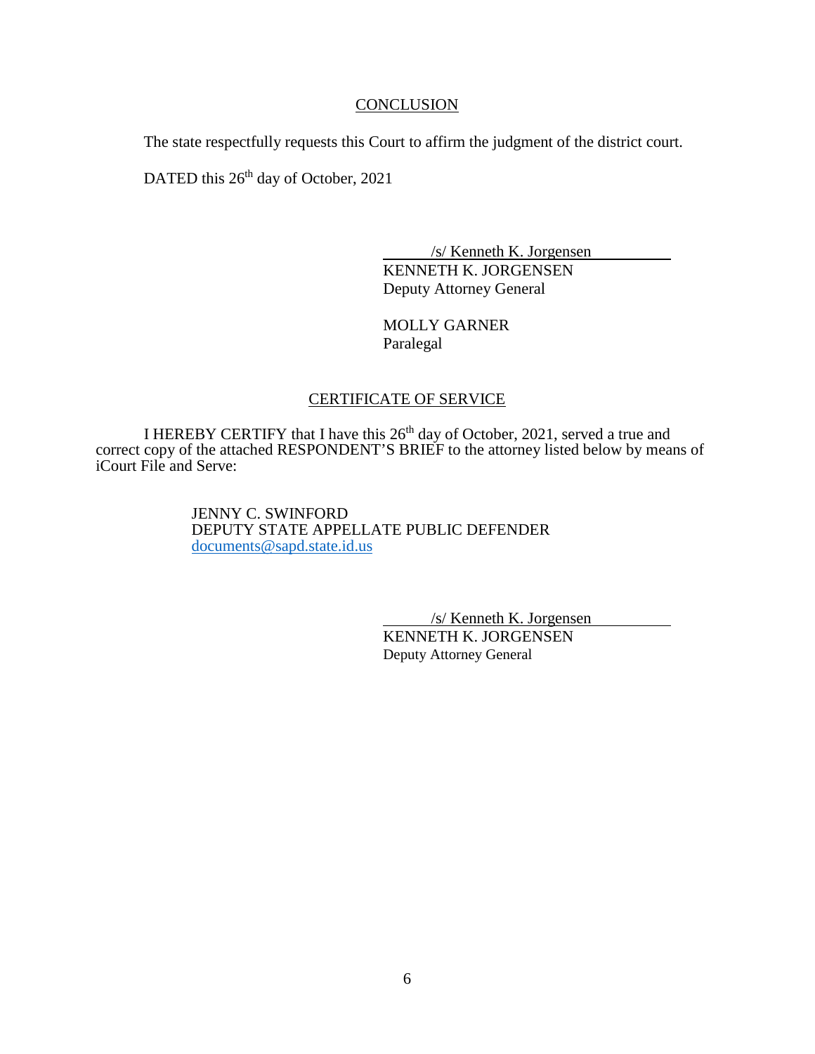## CONCLUSION

The state respectfully requests this Court to affirm the judgment of the district court.

DATED this 26th day of October, 2021

/s/ Kenneth K. Jorgensen
KENNETH K. JORGENSEN
Deputy Attorney General

MOLLY GARNER
Paralegal

## CERTIFICATE OF SERVICE

I HEREBY CERTIFY that I have this 26th day of October, 2021, served a true and correct copy of the attached RESPONDENT'S BRIEF to the attorney listed below by means of iCourt File and Serve:

JENNY C. SWINFORD
DEPUTY STATE APPELLATE PUBLIC DEFENDER
documents@sapd.state.id.us

/s/ Kenneth K. Jorgensen
KENNETH K. JORGENSEN
Deputy Attorney General